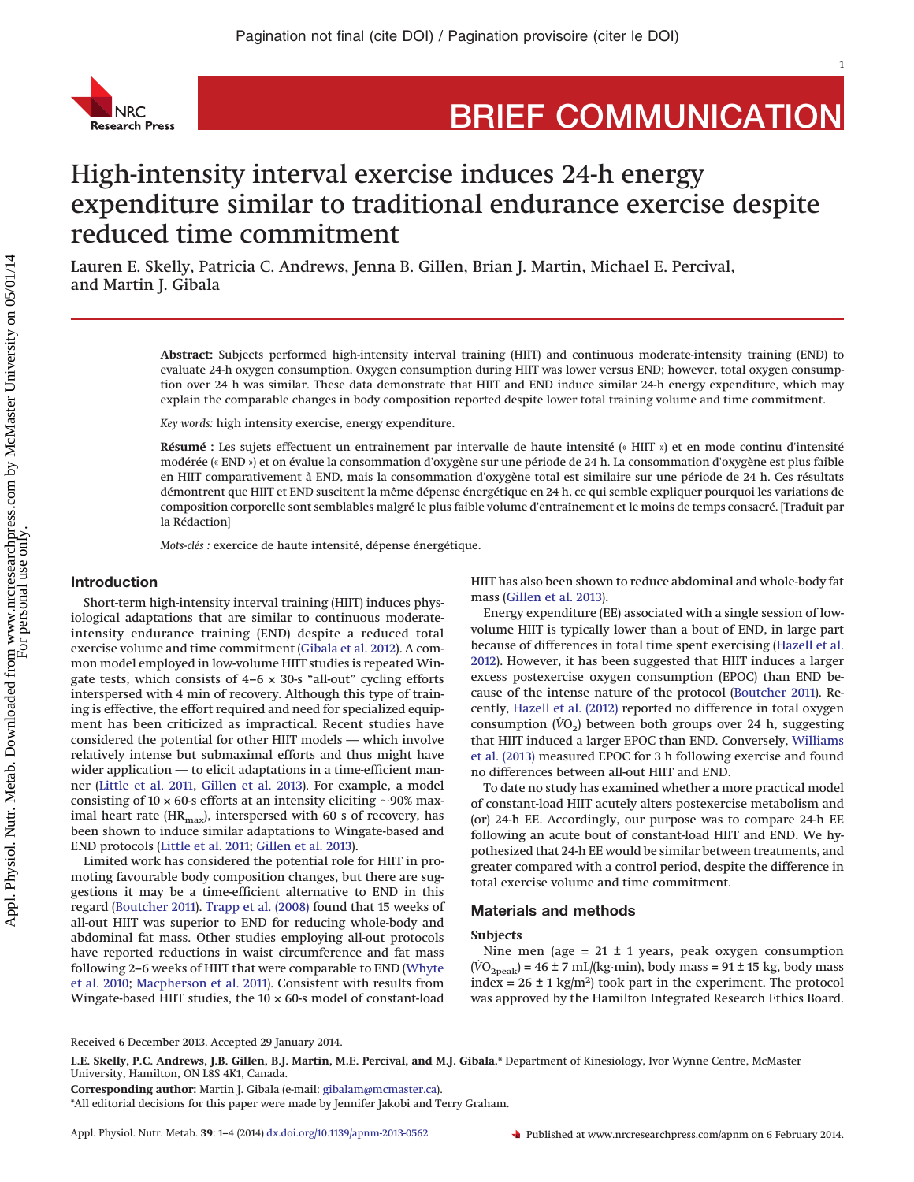# High-intensity interval exercise induces 24-h energy expenditure similar to traditional endurance exercise despite reduced time commitment

Lauren E. Skelly, Patricia C. Andrews, Jenna B. Gillen, Brian J. Martin, Michael E. Percival, and Martin J. Gibala

**Abstract:** Subjects performed high-intensity interval training (HIIT) and continuous moderate-intensity training (END) to evaluate 24-h oxygen consumption. Oxygen consumption during HIIT was lower versus END; however, total oxygen consumption over 24 h was similar. These data demonstrate that HIIT and END induce similar 24-h energy expenditure, which may explain the comparable changes in body composition reported despite lower total training volume and time commitment.

*Key words:* high intensity exercise, energy expenditure.

**Résumé :** Les sujets effectuent un entraînement par intervalle de haute intensité (« HIIT ») et en mode continu d'intensité modérée (« END ») et on évalue la consommation d'oxygène sur une période de 24 h. La consommation d'oxygène est plus faible en HIIT comparativement à END, mais la consommation d'oxygène total est similaire sur une période de 24 h. Ces résultats démontrent que HIIT et END suscitent la même dépense énergétique en 24 h, ce qui semble expliquer pourquoi les variations de composition corporelle sont semblables malgré le plus faible volume d'entraînement et le moins de temps consacré. [Traduit par la Rédaction]

*Mots-clés :* exercice de haute intensité, dépense énergétique.

## Introduction

Short-term high-intensity interval training (HIIT) induces physiological adaptations that are similar to continuous moderate-intensity endurance training (END) despite a reduced total exercise volume and time commitment (Gibala et al. 2012). A common model employed in low-volume HIIT studies is repeated Wingate tests, which consists of 4–6 × 30-s "all-out" cycling efforts interspersed with 4 min of recovery. Although this type of training is effective, the effort required and need for specialized equipment has been criticized as impractical. Recent studies have considered the potential for other HIIT models — which involve relatively intense but submaximal efforts and thus might have wider application — to elicit adaptations in a time-efficient manner (Little et al. 2011, Gillen et al. 2013). For example, a model consisting of 10 × 60-s efforts at an intensity eliciting ~90% maximal heart rate ($HR_{max}$), interspersed with 60 s of recovery, has been shown to induce similar adaptations to Wingate-based and END protocols (Little et al. 2011; Gillen et al. 2013).

Limited work has considered the potential role for HIIT in promoting favourable body composition changes, but there are suggestions it may be a time-efficient alternative to END in this regard (Boutcher 2011). Trapp et al. (2008) found that 15 weeks of all-out HIIT was superior to END for reducing whole-body and abdominal fat mass. Other studies employing all-out protocols have reported reductions in waist circumference and fat mass following 2–6 weeks of HIIT that were comparable to END (Whyte et al. 2010; Macpherson et al. 2011). Consistent with results from Wingate-based HIIT studies, the 10 × 60-s model of constant-load HIIT has also been shown to reduce abdominal and whole-body fat mass (Gillen et al. 2013).

Energy expenditure (EE) associated with a single session of low-volume HIIT is typically lower than a bout of END, in large part because of differences in total time spent exercising (Hazell et al. 2012). However, it has been suggested that HIIT induces a larger excess postexercise oxygen consumption (EPOC) than END because of the intense nature of the protocol (Boutcher 2011). Recently, Hazell et al. (2012) reported no difference in total oxygen consumption ($\dot{V}O_2$) between both groups over 24 h, suggesting that HIIT induced a larger EPOC than END. Conversely, Williams et al. (2013) measured EPOC for 3 h following exercise and found no differences between all-out HIIT and END.

To date no study has examined whether a more practical model of constant-load HIIT acutely alters postexercise metabolism and (or) 24-h EE. Accordingly, our purpose was to compare 24-h EE following an acute bout of constant-load HIIT and END. We hypothesized that 24-h EE would be similar between treatments, and greater compared with a control period, despite the difference in total exercise volume and time commitment.

## Materials and methods

### Subjects

Nine men (age = 21 ± 1 years, peak oxygen consumption ($\dot{V}O_{2peak}$) = 46 ± 7 mL/(kg·min), body mass = 91 ± 15 kg, body mass index = 26 ± 1 kg/m²) took part in the experiment. The protocol was approved by the Hamilton Integrated Research Ethics Board.

Received 6 December 2013. Accepted 29 January 2014.

**L.E. Skelly, P.C. Andrews, J.B. Gillen, B.J. Martin, M.E. Percival, and M.J. Gibala.*** Department of Kinesiology, Ivor Wynne Centre, McMaster University, Hamilton, ON L8S 4K1, Canada.

**Corresponding author:** Martin J. Gibala (e-mail: gibalam@mcmaster.ca).

*All editorial decisions for this paper were made by Jennifer Jakobi and Terry Graham.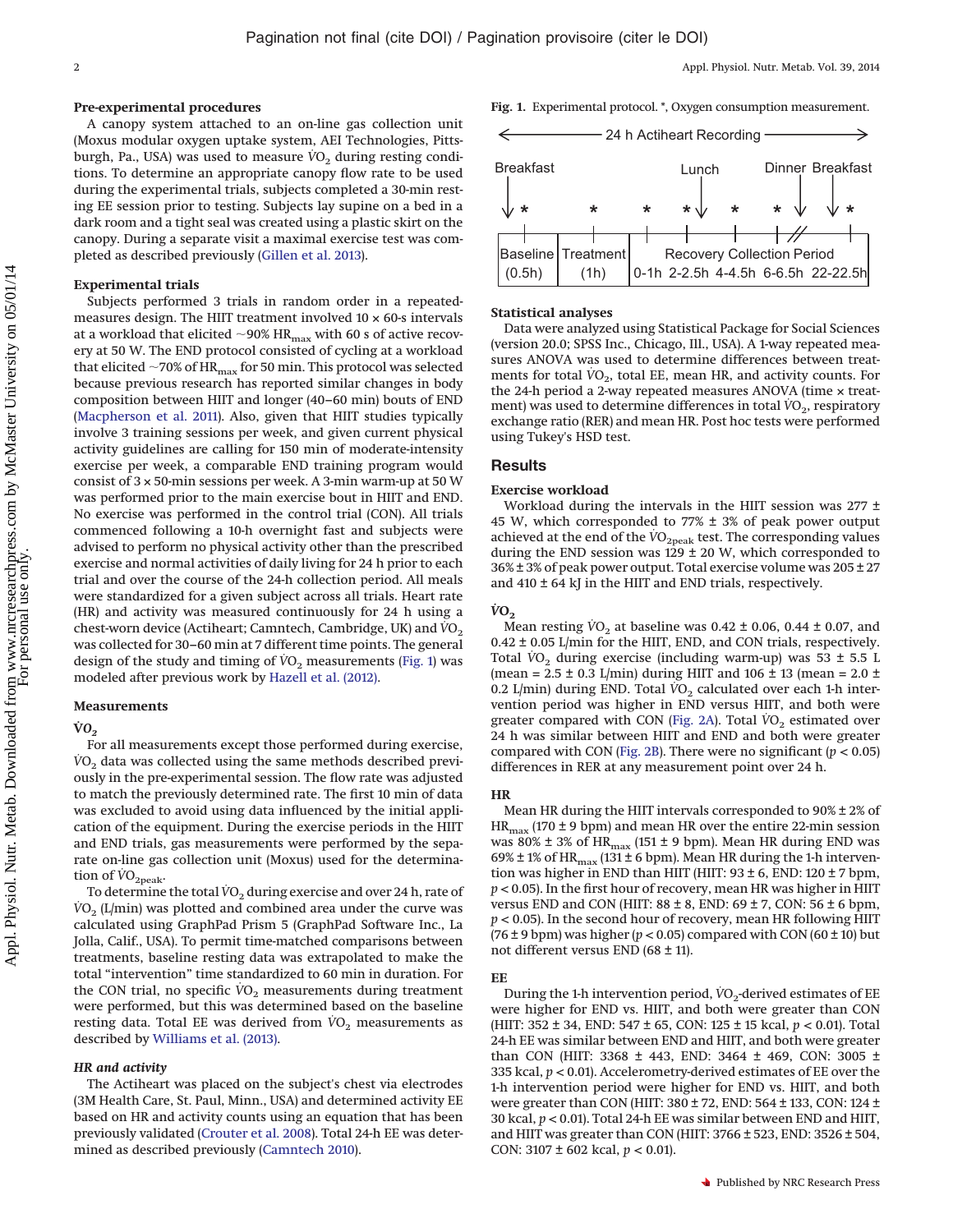### Pre-experimental procedures

A canopy system attached to an on-line gas collection unit (Moxus modular oxygen uptake system, AEI Technologies, Pittsburgh, Pa., USA) was used to measure $\dot{V}O_2$ during resting conditions. To determine an appropriate canopy flow rate to be used during the experimental trials, subjects completed a 30-min resting EE session prior to testing. Subjects lay supine on a bed in a dark room and a tight seal was created using a plastic skirt on the canopy. During a separate visit a maximal exercise test was completed as described previously (Gillen et al. 2013).

### Experimental trials

Subjects performed 3 trials in random order in a repeated-measures design. The HIIT treatment involved 10 × 60-s intervals at a workload that elicited ~90% $HR_{max}$ with 60 s of active recovery at 50 W. The END protocol consisted of cycling at a workload that elicited ~70% of $HR_{max}$ for 50 min. This protocol was selected because previous research has reported similar changes in body composition between HIIT and longer (40–60 min) bouts of END (Macpherson et al. 2011). Also, given that HIIT studies typically involve 3 training sessions per week, and given current physical activity guidelines are calling for 150 min of moderate-intensity exercise per week, a comparable END training program would consist of 3 × 50-min sessions per week. A 3-min warm-up at 50 W was performed prior to the main exercise bout in HIIT and END. No exercise was performed in the control trial (CON). All trials commenced following a 10-h overnight fast and subjects were advised to perform no physical activity other than the prescribed exercise and normal activities of daily living for 24 h prior to each trial and over the course of the 24-h collection period. All meals were standardized for a given subject across all trials. Heart rate (HR) and activity was measured continuously for 24 h using a chest-worn device (Actiheart; Camntech, Cambridge, UK) and $\dot{V}O_2$ was collected for 30–60 min at 7 different time points. The general design of the study and timing of $\dot{V}O_2$ measurements (Fig. 1) was modeled after previous work by Hazell et al. (2012).

### Measurements

#### $\dot{V}O_2$

For all measurements except those performed during exercise, $\dot{V}O_2$ data was collected using the same methods described previously in the pre-experimental session. The flow rate was adjusted to match the previously determined rate. The first 10 min of data was excluded to avoid using data influenced by the initial application of the equipment. During the exercise periods in the HIIT and END trials, gas measurements were performed by the separate on-line gas collection unit (Moxus) used for the determination of $\dot{V}O_{2peak}$.

To determine the total $\dot{V}O_2$ during exercise and over 24 h, rate of $\dot{V}O_2$ (L/min) was plotted and combined area under the curve was calculated using GraphPad Prism 5 (GraphPad Software Inc., La Jolla, Calif., USA). To permit time-matched comparisons between treatments, baseline resting data was extrapolated to make the total "intervention" time standardized to 60 min in duration. For the CON trial, no specific $\dot{V}O_2$ measurements during treatment were performed, but this was determined based on the baseline resting data. Total EE was derived from $\dot{V}O_2$ measurements as described by Williams et al. (2013).

#### *HR and activity*

The Actiheart was placed on the subject's chest via electrodes (3M Health Care, St. Paul, Minn., USA) and determined activity EE based on HR and activity counts using an equation that has been previously validated (Crouter et al. 2008). Total 24-h EE was determined as described previously (Camntech 2010).

**Fig. 1.** Experimental protocol. *, Oxygen consumption measurement.

| 24 h Actiheart Recording | | | | | | |
|---|---|---|---|---|---|---|
| Baseline (0.5h) | Treatment (1h) | Recovery Collection Period 0-1h | 2-2.5h | 4-4.5h | 6-6.5h | 22-22.5h |

(Breakfast before Baseline; Lunch during 2-2.5h–4-4.5h; Dinner after 6-6.5h; Breakfast before 22-22.5h; * at each measurement point)

### Statistical analyses

Data were analyzed using Statistical Package for Social Sciences (version 20.0; SPSS Inc., Chicago, Ill., USA). A 1-way repeated measures ANOVA was used to determine differences between treatments for total $\dot{V}O_2$, total EE, mean HR, and activity counts. For the 24-h period a 2-way repeated measures ANOVA (time × treatment) was used to determine differences in total $\dot{V}O_2$, respiratory exchange ratio (RER) and mean HR. Post hoc tests were performed using Tukey's HSD test.

## Results

### Exercise workload

Workload during the intervals in the HIIT session was 277 ± 45 W, which corresponded to 77% ± 3% of peak power output achieved at the end of the $\dot{V}O_{2peak}$ test. The corresponding values during the END session was 129 ± 20 W, which corresponded to 36% ± 3% of peak power output. Total exercise volume was 205 ± 27 and 410 ± 64 kJ in the HIIT and END trials, respectively.

### $\dot{V}O_2$

Mean resting $\dot{V}O_2$ at baseline was 0.42 ± 0.06, 0.44 ± 0.07, and 0.42 ± 0.05 L/min for the HIIT, END, and CON trials, respectively. Total $\dot{V}O_2$ during exercise (including warm-up) was 53 ± 5.5 L (mean = 2.5 ± 0.3 L/min) during HIIT and 106 ± 13 (mean = 2.0 ± 0.2 L/min) during END. Total $\dot{V}O_2$ calculated over each 1-h intervention period was higher in END versus HIIT, and both were greater compared with CON (Fig. 2A). Total $\dot{V}O_2$ estimated over 24 h was similar between HIIT and END and both were greater compared with CON (Fig. 2B). There were no significant ($p < 0.05$) differences in RER at any measurement point over 24 h.

### HR

Mean HR during the HIIT intervals corresponded to 90% ± 2% of $HR_{max}$ (170 ± 9 bpm) and mean HR over the entire 22-min session was 80% ± 3% of $HR_{max}$ (151 ± 9 bpm). Mean HR during END was 69% ± 1% of $HR_{max}$ (131 ± 6 bpm). Mean HR during the 1-h intervention was higher in END than HIIT (HIIT: 93 ± 6, END: 120 ± 7 bpm, $p < 0.05$). In the first hour of recovery, mean HR was higher in HIIT versus END and CON (HIIT: 88 ± 8, END: 69 ± 7, CON: 56 ± 6 bpm, $p < 0.05$). In the second hour of recovery, mean HR following HIIT (76 ± 9 bpm) was higher ($p < 0.05$) compared with CON (60 ± 10) but not different versus END (68 ± 11).

### EE

During the 1-h intervention period, $\dot{V}O_2$-derived estimates of EE were higher for END vs. HIIT, and both were greater than CON (HIIT: 352 ± 34, END: 547 ± 65, CON: 125 ± 15 kcal, $p < 0.01$). Total 24-h EE was similar between END and HIIT, and both were greater than CON (HIIT: 3368 ± 443, END: 3464 ± 469, CON: 3005 ± 335 kcal, $p < 0.01$). Accelerometry-derived estimates of EE over the 1-h intervention period were higher for END vs. HIIT, and both were greater than CON (HIIT: 380 ± 72, END: 564 ± 133, CON: 124 ± 30 kcal, $p < 0.01$). Total 24-h EE was similar between END and HIIT, and HIIT was greater than CON (HIIT: 3766 ± 523, END: 3526 ± 504, CON: 3107 ± 602 kcal, $p < 0.01$).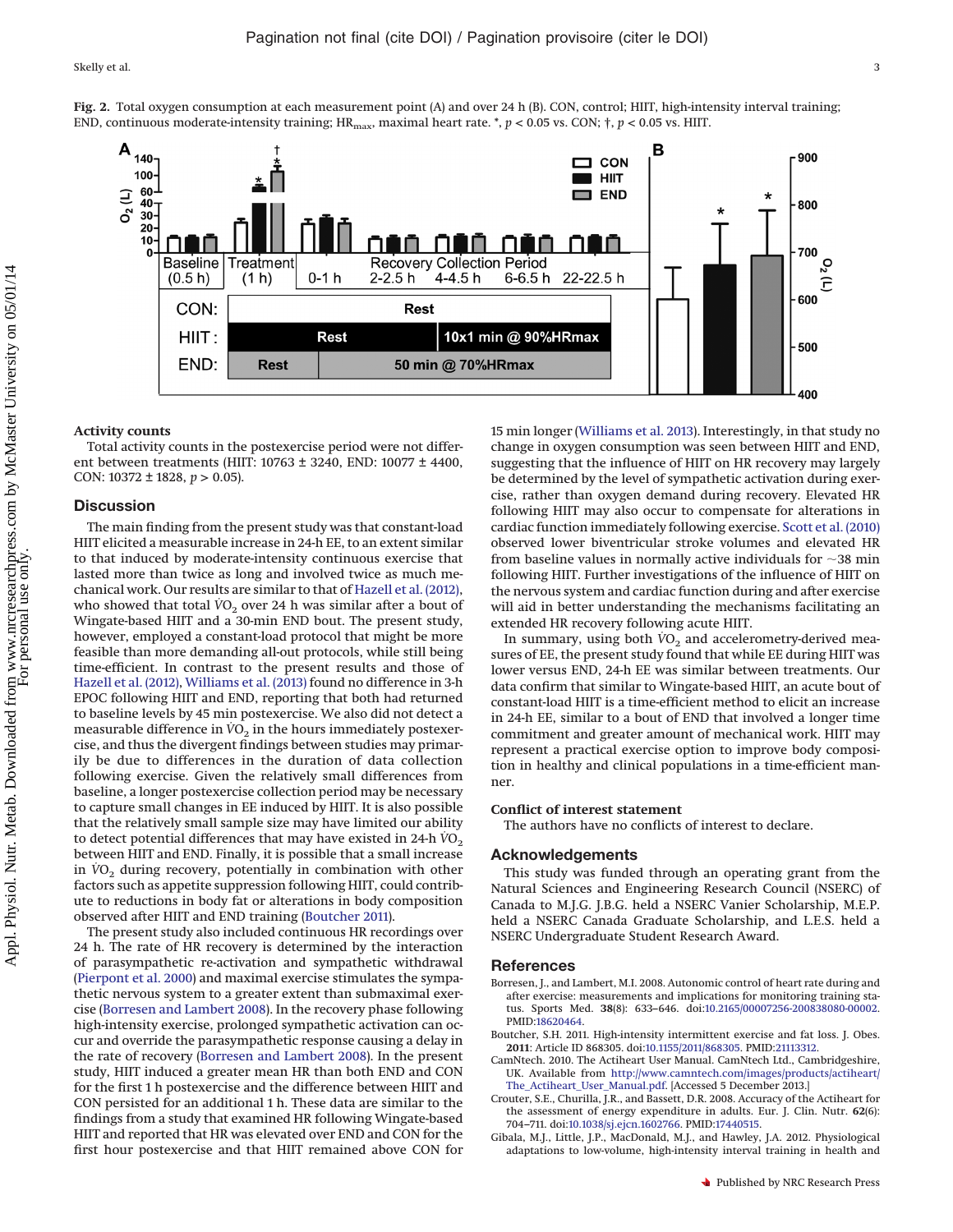**Fig. 2.** Total oxygen consumption at each measurement point (A) and over 24 h (B). CON, control; HIIT, high-intensity interval training; END, continuous moderate-intensity training; $HR_{max}$, maximal heart rate. *, $p < 0.05$ vs. CON; †, $p < 0.05$ vs. HIIT.

### Activity counts

Total activity counts in the postexercise period were not different between treatments (HIIT: 10763 ± 3240, END: 10077 ± 4400, CON: 10372 ± 1828, $p > 0.05$).

## Discussion

The main finding from the present study was that constant-load HIIT elicited a measurable increase in 24-h EE, to an extent similar to that induced by moderate-intensity continuous exercise that lasted more than twice as long and involved twice as much mechanical work. Our results are similar to that of Hazell et al. (2012), who showed that total $\dot{V}O_2$ over 24 h was similar after a bout of Wingate-based HIIT and a 30-min END bout. The present study, however, employed a constant-load protocol that might be more feasible than more demanding all-out protocols, while still being time-efficient. In contrast to the present results and those of Hazell et al. (2012), Williams et al. (2013) found no difference in 3-h EPOC following HIIT and END, reporting that both had returned to baseline levels by 45 min postexercise. We also did not detect a measurable difference in $\dot{V}O_2$ in the hours immediately postexercise, and thus the divergent findings between studies may primarily be due to differences in the duration of data collection following exercise. Given the relatively small differences from baseline, a longer postexercise collection period may be necessary to capture small changes in EE induced by HIIT. It is also possible that the relatively small sample size may have limited our ability to detect potential differences that may have existed in 24-h $\dot{V}O_2$ between HIIT and END. Finally, it is possible that a small increase in $\dot{V}O_2$ during recovery, potentially in combination with other factors such as appetite suppression following HIIT, could contribute to reductions in body fat or alterations in body composition observed after HIIT and END training (Boutcher 2011).

The present study also included continuous HR recordings over 24 h. The rate of HR recovery is determined by the interaction of parasympathetic re-activation and sympathetic withdrawal (Pierpont et al. 2000) and maximal exercise stimulates the sympathetic nervous system to a greater extent than submaximal exercise (Borresen and Lambert 2008). In the recovery phase following high-intensity exercise, prolonged sympathetic activation can occur and override the parasympathetic response causing a delay in the rate of recovery (Borresen and Lambert 2008). In the present study, HIIT induced a greater mean HR than both END and CON for the first 1 h postexercise and the difference between HIIT and CON persisted for an additional 1 h. These data are similar to the findings from a study that examined HR following Wingate-based HIIT and reported that HR was elevated over END and CON for the first hour postexercise and that HIIT remained above CON for 15 min longer (Williams et al. 2013). Interestingly, in that study no change in oxygen consumption was seen between HIIT and END, suggesting that the influence of HIIT on HR recovery may largely be determined by the level of sympathetic activation during exercise, rather than oxygen demand during recovery. Elevated HR following HIIT may also occur to compensate for alterations in cardiac function immediately following exercise. Scott et al. (2010) observed lower biventricular stroke volumes and elevated HR from baseline values in normally active individuals for ~38 min following HIIT. Further investigations of the influence of HIIT on the nervous system and cardiac function during and after exercise will aid in better understanding the mechanisms facilitating an extended HR recovery following acute HIIT.

In summary, using both $\dot{V}O_2$ and accelerometry-derived measures of EE, the present study found that while EE during HIIT was lower versus END, 24-h EE was similar between treatments. Our data confirm that similar to Wingate-based HIIT, an acute bout of constant-load HIIT is a time-efficient method to elicit an increase in 24-h EE, similar to a bout of END that involved a longer time commitment and greater amount of mechanical work. HIIT may represent a practical exercise option to improve body composition in healthy and clinical populations in a time-efficient manner.

### Conflict of interest statement

The authors have no conflicts of interest to declare.

## Acknowledgements

This study was funded through an operating grant from the Natural Sciences and Engineering Research Council (NSERC) of Canada to M.J.G. J.B.G. held a NSERC Vanier Scholarship, M.E.P. held a NSERC Canada Graduate Scholarship, and L.E.S. held a NSERC Undergraduate Student Research Award.

## References

Borresen, J., and Lambert, M.I. 2008. Autonomic control of heart rate during and after exercise: measurements and implications for monitoring training status. Sports Med. **38**(8): 633–646. doi:10.2165/00007256-200838080-00002. PMID:18620464.

Boutcher, S.H. 2011. High-intensity intermittent exercise and fat loss. J. Obes. **2011**: Article ID 868305. doi:10.1155/2011/868305. PMID:21113312.

CamNtech. 2010. The Actiheart User Manual. CamNtech Ltd., Cambridgeshire, UK. Available from http://www.camntech.com/images/products/actiheart/The_Actiheart_User_Manual.pdf. [Accessed 5 December 2013.]

Crouter, S.E., Churilla, J.R., and Bassett, D.R. 2008. Accuracy of the Actiheart for the assessment of energy expenditure in adults. Eur. J. Clin. Nutr. **62**(6): 704–711. doi:10.1038/sj.ejcn.1602766. PMID:17440515.

Gibala, M.J., Little, J.P., MacDonald, M.J., and Hawley, J.A. 2012. Physiological adaptations to low-volume, high-intensity interval training in health and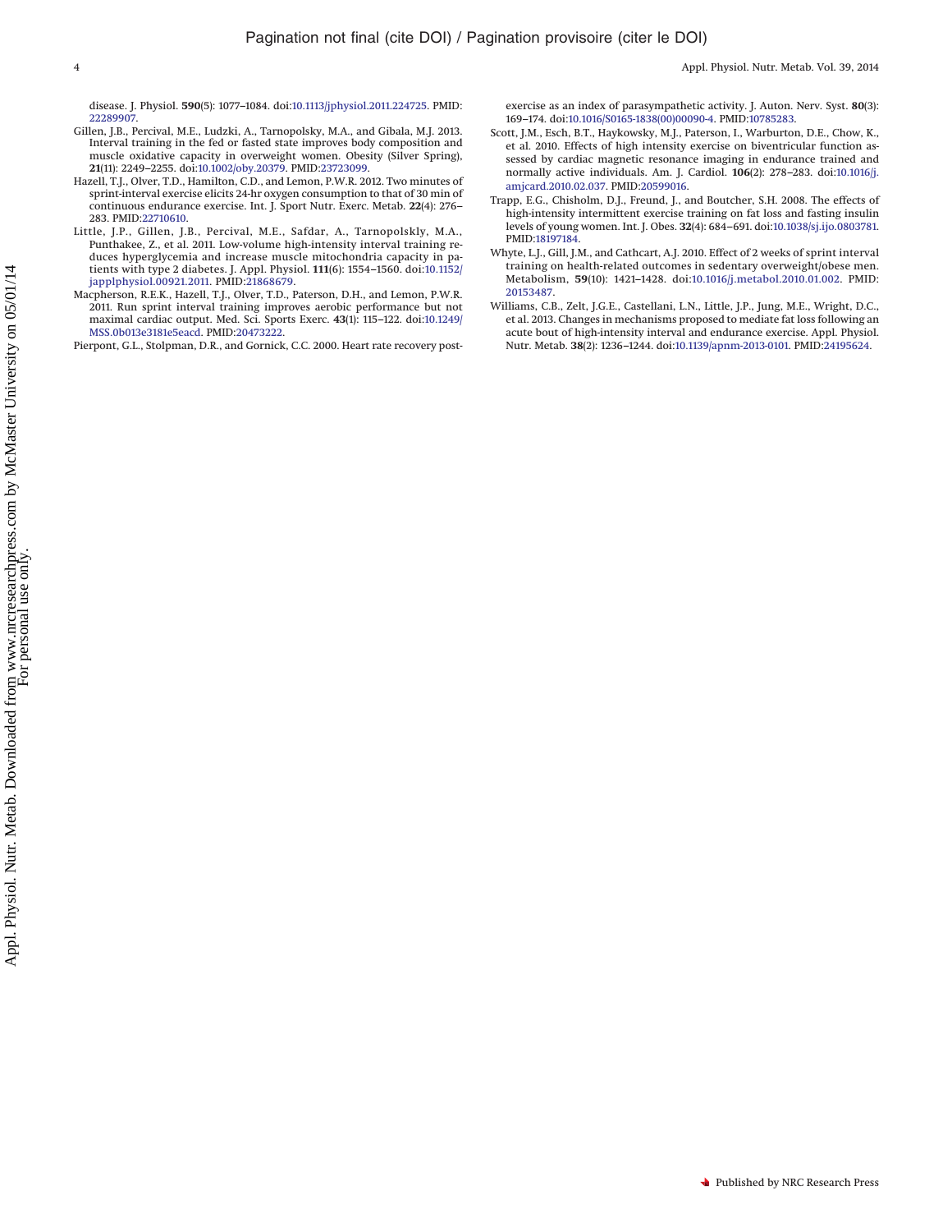disease. J. Physiol. **590**(5): 1077–1084. doi:10.1113/jphysiol.2011.224725. PMID: 22289907.

Gillen, J.B., Percival, M.E., Ludzki, A., Tarnopolsky, M.A., and Gibala, M.J. 2013. Interval training in the fed or fasted state improves body composition and muscle oxidative capacity in overweight women. Obesity (Silver Spring), **21**(11): 2249–2255. doi:10.1002/oby.20379. PMID:23723099.

Hazell, T.J., Olver, T.D., Hamilton, C.D., and Lemon, P.W.R. 2012. Two minutes of sprint-interval exercise elicits 24-hr oxygen consumption to that of 30 min of continuous endurance exercise. Int. J. Sport Nutr. Exerc. Metab. **22**(4): 276–283. PMID:22710610.

Little, J.P., Gillen, J.B., Percival, M.E., Safdar, A., Tarnopolskly, M.A., Punthakee, Z., et al. 2011. Low-volume high-intensity interval training reduces hyperglycemia and increase muscle mitochondria capacity in patients with type 2 diabetes. J. Appl. Physiol. **111**(6): 1554–1560. doi:10.1152/japplphysiol.00921.2011. PMID:21868679.

Macpherson, R.E.K., Hazell, T.J., Olver, T.D., Paterson, D.H., and Lemon, P.W.R. 2011. Run sprint interval training improves aerobic performance but not maximal cardiac output. Med. Sci. Sports Exerc. **43**(1): 115–122. doi:10.1249/MSS.0b013e3181e5eacd. PMID:20473222.

Pierpont, G.L., Stolpman, D.R., and Gornick, C.C. 2000. Heart rate recovery post-exercise as an index of parasympathetic activity. J. Auton. Nerv. Syst. **80**(3): 169–174. doi:10.1016/S0165-1838(00)00090-4. PMID:10785283.

Scott, J.M., Esch, B.T., Haykowsky, M.J., Paterson, I., Warburton, D.E., Chow, K., et al. 2010. Effects of high intensity exercise on biventricular function assessed by cardiac magnetic resonance imaging in endurance trained and normally active individuals. Am. J. Cardiol. **106**(2): 278–283. doi:10.1016/j.amjcard.2010.02.037. PMID:20599016.

Trapp, E.G., Chisholm, D.J., Freund, J., and Boutcher, S.H. 2008. The effects of high-intensity intermittent exercise training on fat loss and fasting insulin levels of young women. Int. J. Obes. **32**(4): 684–691. doi:10.1038/sj.ijo.0803781. PMID:18197184.

Whyte, L.J., Gill, J.M., and Cathcart, A.J. 2010. Effect of 2 weeks of sprint interval training on health-related outcomes in sedentary overweight/obese men. Metabolism, **59**(10): 1421–1428. doi:10.1016/j.metabol.2010.01.002. PMID: 20153487.

Williams, C.B., Zelt, J.G.E., Castellani, L.N., Little, J.P., Jung, M.E., Wright, D.C., et al. 2013. Changes in mechanisms proposed to mediate fat loss following an acute bout of high-intensity interval and endurance exercise. Appl. Physiol. Nutr. Metab. **38**(2): 1236–1244. doi:10.1139/apnm-2013-0101. PMID:24195624.